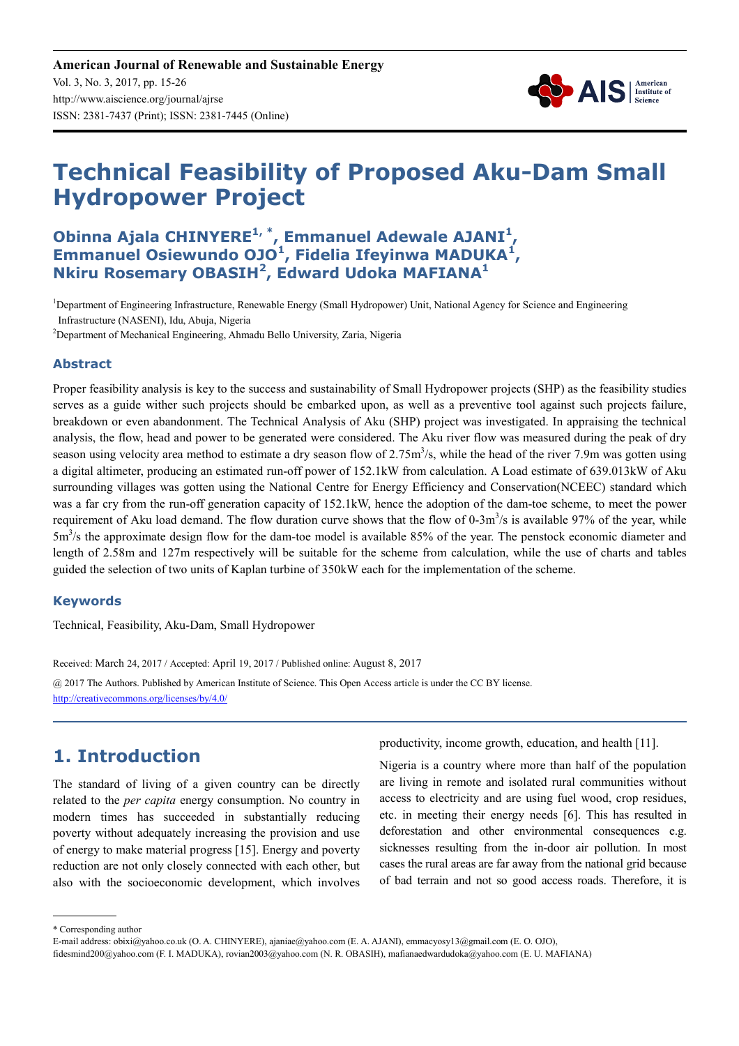# Technical Feasibility of Proposed Aku-Dam Small Hydropower Project

**Obinna Ajala CHINYERE[1, *], Emmanuel Adewale AJANI[1], Emmanuel Osiewundo OJO[1], Fidelia Ifeyinwa MADUKA[1], Nkiru Rosemary OBASIH[2], Edward Udoka MAFIANA[1]**

[1]Department of Engineering Infrastructure, Renewable Energy (Small Hydropower) Unit, National Agency for Science and Engineering Infrastructure (NASENI), Idu, Abuja, Nigeria

[2]Department of Mechanical Engineering, Ahmadu Bello University, Zaria, Nigeria

## Abstract

Proper feasibility analysis is key to the success and sustainability of Small Hydropower projects (SHP) as the feasibility studies serves as a guide wither such projects should be embarked upon, as well as a preventive tool against such projects failure, breakdown or even abandonment. The Technical Analysis of Aku (SHP) project was investigated. In appraising the technical analysis, the flow, head and power to be generated were considered. The Aku river flow was measured during the peak of dry season using velocity area method to estimate a dry season flow of 2.75$m^3$/s, while the head of the river 7.9m was gotten using a digital altimeter, producing an estimated run-off power of 152.1kW from calculation. A Load estimate of 639.013kW of Aku surrounding villages was gotten using the National Centre for Energy Efficiency and Conservation(NCEEC) standard which was a far cry from the run-off generation capacity of 152.1kW, hence the adoption of the dam-toe scheme, to meet the power requirement of Aku load demand. The flow duration curve shows that the flow of 0-3$m^3$/s is available 97% of the year, while 5$m^3$/s the approximate design flow for the dam-toe model is available 85% of the year. The penstock economic diameter and length of 2.58m and 127m respectively will be suitable for the scheme from calculation, while the use of charts and tables guided the selection of two units of Kaplan turbine of 350kW each for the implementation of the scheme.

## Keywords

Technical, Feasibility, Aku-Dam, Small Hydropower

Received: March 24, 2017 / Accepted: April 19, 2017 / Published online: August 8, 2017

@ 2017 The Authors. Published by American Institute of Science. This Open Access article is under the CC BY license. http://creativecommons.org/licenses/by/4.0/

## 1. Introduction

The standard of living of a given country can be directly related to the *per capita* energy consumption. No country in modern times has succeeded in substantially reducing poverty without adequately increasing the provision and use of energy to make material progress [15]. Energy and poverty reduction are not only closely connected with each other, but also with the socioeconomic development, which involves productivity, income growth, education, and health [11].

Nigeria is a country where more than half of the population are living in remote and isolated rural communities without access to electricity and are using fuel wood, crop residues, etc. in meeting their energy needs [6]. This has resulted in deforestation and other environmental consequences e.g. sicknesses resulting from the in-door air pollution. In most cases the rural areas are far away from the national grid because of bad terrain and not so good access roads. Therefore, it is

---

\* Corresponding author

E-mail address: obixi@yahoo.co.uk (O. A. CHINYERE), ajaniae@yahoo.com (E. A. AJANI), emmacyosy13@gmail.com (E. O. OJO), fidesmind200@yahoo.com (F. I. MADUKA), rovian2003@yahoo.com (N. R. OBASIH), mafianaedwardudoka@yahoo.com (E. U. MAFIANA)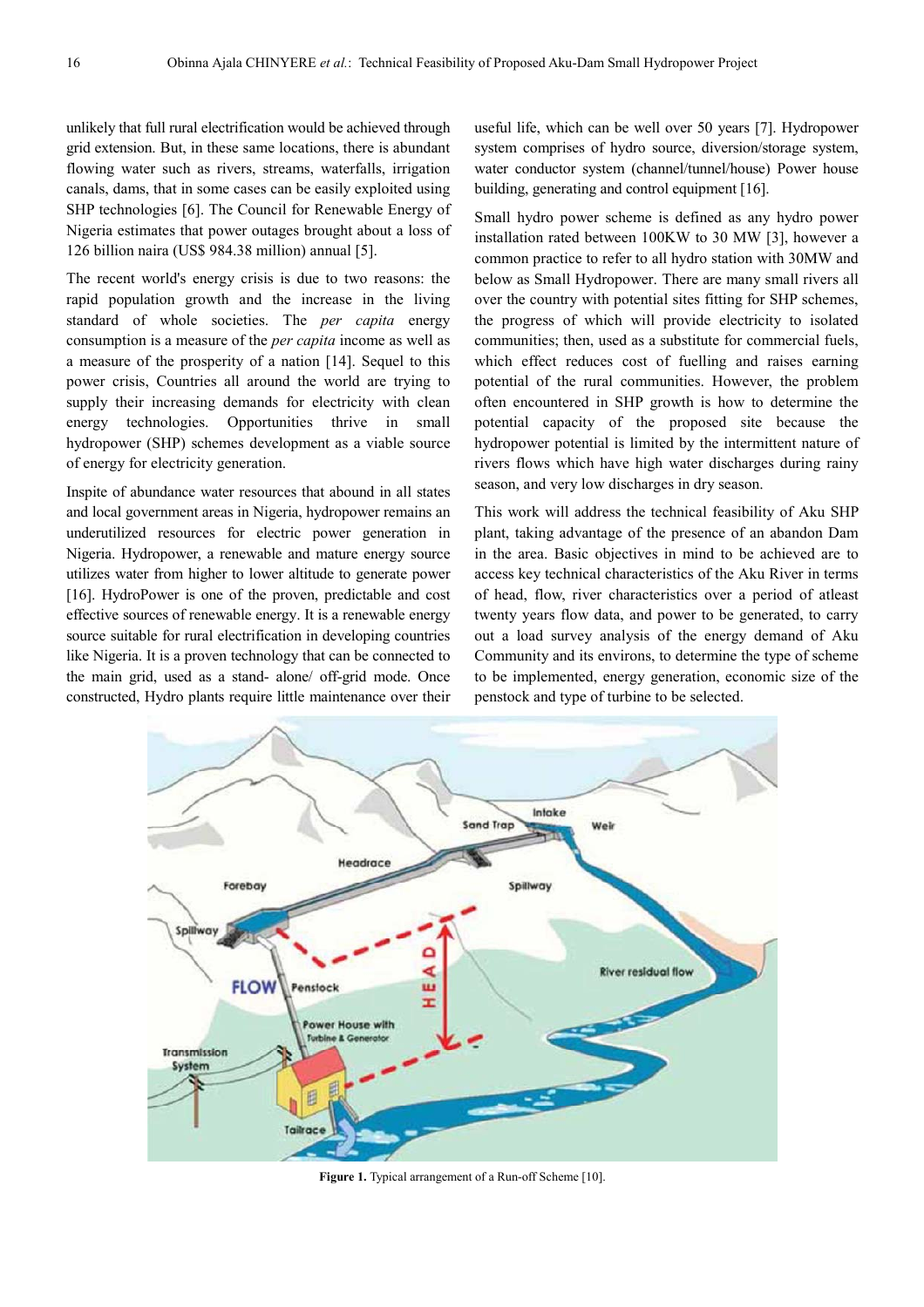unlikely that full rural electrification would be achieved through grid extension. But, in these same locations, there is abundant flowing water such as rivers, streams, waterfalls, irrigation canals, dams, that in some cases can be easily exploited using SHP technologies [6]. The Council for Renewable Energy of Nigeria estimates that power outages brought about a loss of 126 billion naira (US$ 984.38 million) annual [5].

The recent world's energy crisis is due to two reasons: the rapid population growth and the increase in the living standard of whole societies. The *per capita* energy consumption is a measure of the *per capita* income as well as a measure of the prosperity of a nation [14]. Sequel to this power crisis, Countries all around the world are trying to supply their increasing demands for electricity with clean energy technologies. Opportunities thrive in small hydropower (SHP) schemes development as a viable source of energy for electricity generation.

Inspite of abundance water resources that abound in all states and local government areas in Nigeria, hydropower remains an underutilized resources for electric power generation in Nigeria. Hydropower, a renewable and mature energy source utilizes water from higher to lower altitude to generate power [16]. HydroPower is one of the proven, predictable and cost effective sources of renewable energy. It is a renewable energy source suitable for rural electrification in developing countries like Nigeria. It is a proven technology that can be connected to the main grid, used as a stand- alone/ off-grid mode. Once constructed, Hydro plants require little maintenance over their useful life, which can be well over 50 years [7]. Hydropower system comprises of hydro source, diversion/storage system, water conductor system (channel/tunnel/house) Power house building, generating and control equipment [16].

Small hydro power scheme is defined as any hydro power installation rated between 100KW to 30 MW [3], however a common practice to refer to all hydro station with 30MW and below as Small Hydropower. There are many small rivers all over the country with potential sites fitting for SHP schemes, the progress of which will provide electricity to isolated communities; then, used as a substitute for commercial fuels, which effect reduces cost of fuelling and raises earning potential of the rural communities. However, the problem often encountered in SHP growth is how to determine the potential capacity of the proposed site because the hydropower potential is limited by the intermittent nature of rivers flows which have high water discharges during rainy season, and very low discharges in dry season.

This work will address the technical feasibility of Aku SHP plant, taking advantage of the presence of an abandon Dam in the area. Basic objectives in mind to be achieved are to access key technical characteristics of the Aku River in terms of head, flow, river characteristics over a period of atleast twenty years flow data, and power to be generated, to carry out a load survey analysis of the energy demand of Aku Community and its environs, to determine the type of scheme to be implemented, energy generation, economic size of the penstock and type of turbine to be selected.

**Figure 1.** Typical arrangement of a Run-off Scheme [10].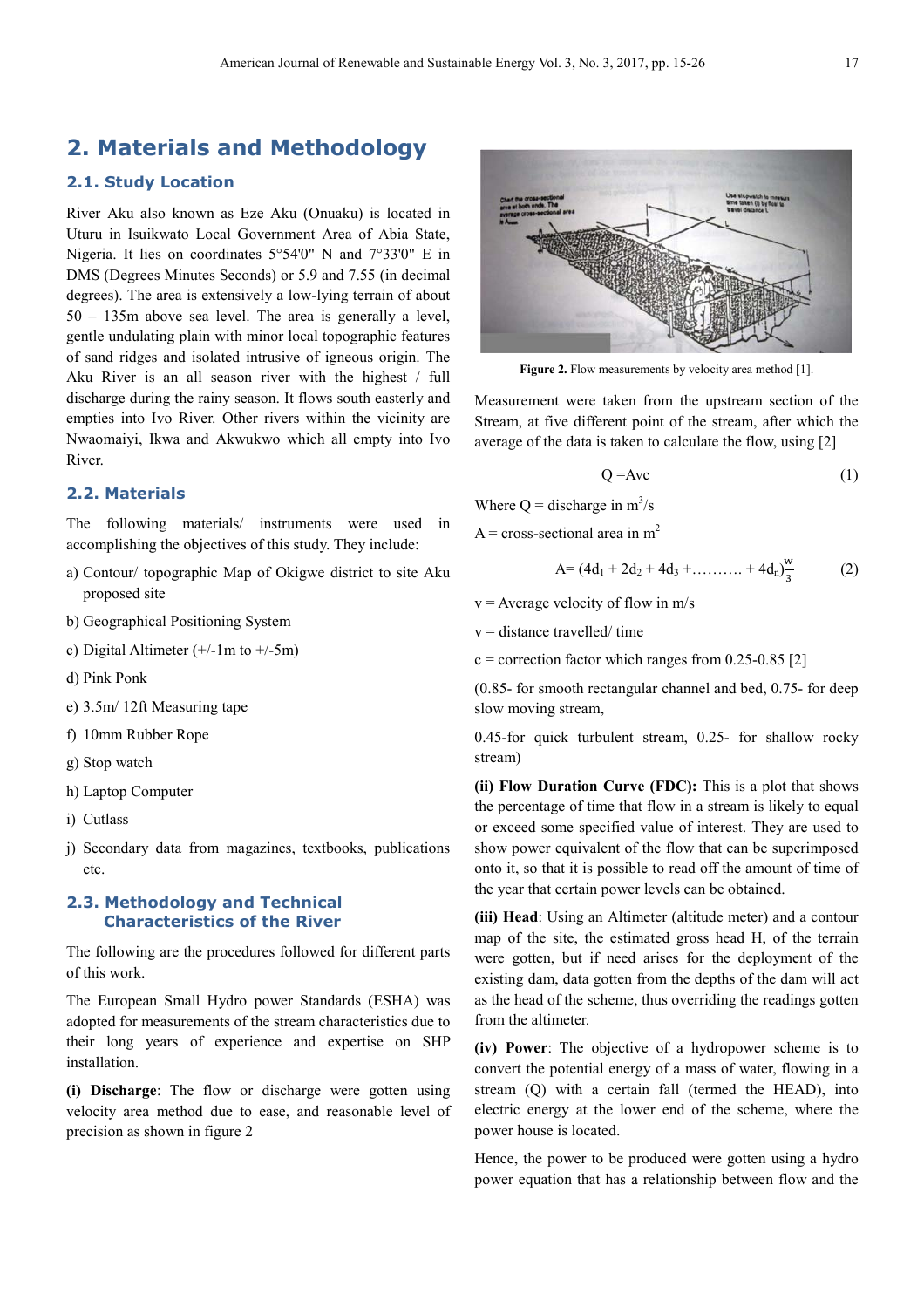# 2. Materials and Methodology

## 2.1. Study Location

River Aku also known as Eze Aku (Onuaku) is located in Uturu in Isuikwato Local Government Area of Abia State, Nigeria. It lies on coordinates 5°54'0" N and 7°33'0" E in DMS (Degrees Minutes Seconds) or 5.9 and 7.55 (in decimal degrees). The area is extensively a low-lying terrain of about 50 – 135m above sea level. The area is generally a level, gentle undulating plain with minor local topographic features of sand ridges and isolated intrusive of igneous origin. The Aku River is an all season river with the highest / full discharge during the rainy season. It flows south easterly and empties into Ivo River. Other rivers within the vicinity are Nwaomaiyi, Ikwa and Akwukwo which all empty into Ivo River.

## 2.2. Materials

The following materials/ instruments were used in accomplishing the objectives of this study. They include:

a) Contour/ topographic Map of Okigwe district to site Aku proposed site
b) Geographical Positioning System
c) Digital Altimeter (+/-1m to +/-5m)
d) Pink Ponk
e) 3.5m/ 12ft Measuring tape
f) 10mm Rubber Rope
g) Stop watch
h) Laptop Computer
i) Cutlass
j) Secondary data from magazines, textbooks, publications etc.

## 2.3. Methodology and Technical Characteristics of the River

The following are the procedures followed for different parts of this work.

The European Small Hydro power Standards (ESHA) was adopted for measurements of the stream characteristics due to their long years of experience and expertise on SHP installation.

**(i) Discharge**: The flow or discharge were gotten using velocity area method due to ease, and reasonable level of precision as shown in figure 2

**Figure 2.** Flow measurements by velocity area method [1].

Measurement were taken from the upstream section of the Stream, at five different point of the stream, after which the average of the data is taken to calculate the flow, using [2]

$$Q = Avc \tag{1}$$

Where Q = discharge in $m^3/s$

A = cross-sectional area in $m^2$

$$A = (4d_1 + 2d_2 + 4d_3 + \dots\dots\dots + 4d_n)\frac{w}{3} \tag{2}$$

v = Average velocity of flow in m/s

v = distance travelled/ time

c = correction factor which ranges from 0.25-0.85 [2]

(0.85- for smooth rectangular channel and bed, 0.75- for deep slow moving stream,

0.45-for quick turbulent stream, 0.25- for shallow rocky stream)

**(ii) Flow Duration Curve (FDC):** This is a plot that shows the percentage of time that flow in a stream is likely to equal or exceed some specified value of interest. They are used to show power equivalent of the flow that can be superimposed onto it, so that it is possible to read off the amount of time of the year that certain power levels can be obtained.

**(iii) Head**: Using an Altimeter (altitude meter) and a contour map of the site, the estimated gross head H, of the terrain were gotten, but if need arises for the deployment of the existing dam, data gotten from the depths of the dam will act as the head of the scheme, thus overriding the readings gotten from the altimeter.

**(iv) Power**: The objective of a hydropower scheme is to convert the potential energy of a mass of water, flowing in a stream (Q) with a certain fall (termed the HEAD), into electric energy at the lower end of the scheme, where the power house is located.

Hence, the power to be produced were gotten using a hydro power equation that has a relationship between flow and the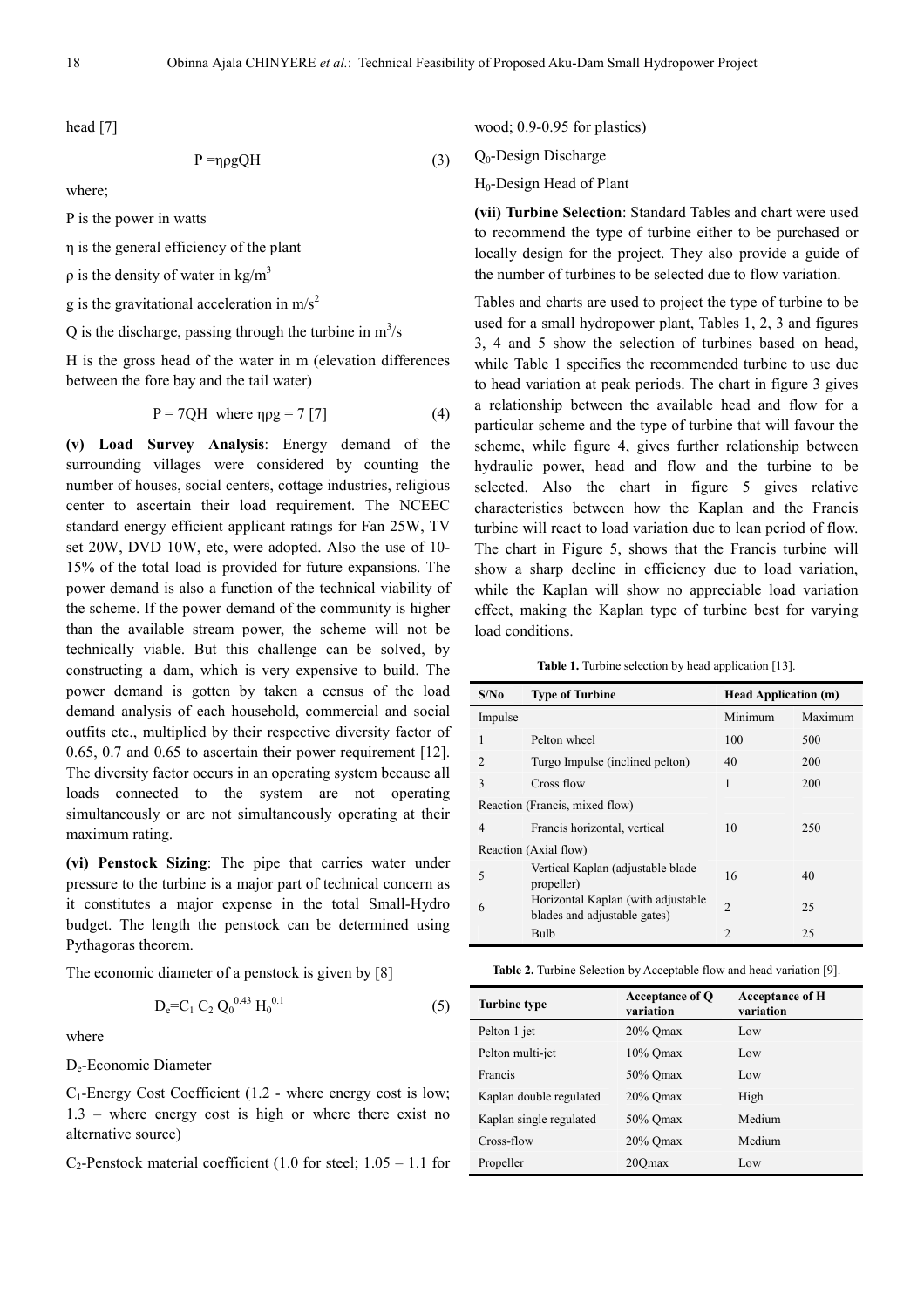head [7]

$$P = \eta\rho gQH \tag{3}$$

where;

P is the power in watts

$\eta$ is the general efficiency of the plant

$\rho$ is the density of water in $kg/m^3$

g is the gravitational acceleration in $m/s^2$

Q is the discharge, passing through the turbine in $m^3/s$

H is the gross head of the water in m (elevation differences between the fore bay and the tail water)

$$P = 7QH \text{ where } \eta\rho g = 7 \text{ [7]} \tag{4}$$

**(v) Load Survey Analysis**: Energy demand of the surrounding villages were considered by counting the number of houses, social centers, cottage industries, religious center to ascertain their load requirement. The NCEEC standard energy efficient applicant ratings for Fan 25W, TV set 20W, DVD 10W, etc, were adopted. Also the use of 10-15% of the total load is provided for future expansions. The power demand is also a function of the technical viability of the scheme. If the power demand of the community is higher than the available stream power, the scheme will not be technically viable. But this challenge can be solved, by constructing a dam, which is very expensive to build. The power demand is gotten by taken a census of the load demand analysis of each household, commercial and social outfits etc., multiplied by their respective diversity factor of 0.65, 0.7 and 0.65 to ascertain their power requirement [12]. The diversity factor occurs in an operating system because all loads connected to the system are not operating simultaneously or are not simultaneously operating at their maximum rating.

**(vi) Penstock Sizing**: The pipe that carries water under pressure to the turbine is a major part of technical concern as it constitutes a major expense in the total Small-Hydro budget. The length the penstock can be determined using Pythagoras theorem.

The economic diameter of a penstock is given by [8]

$$D_e = C_1 C_2 Q_0^{0.43} H_0^{0.1} \tag{5}$$

where

$D_e$-Economic Diameter

$C_1$-Energy Cost Coefficient (1.2 - where energy cost is low; 1.3 – where energy cost is high or where there exist no alternative source)

$C_2$-Penstock material coefficient (1.0 for steel; 1.05 – 1.1 for wood; 0.9-0.95 for plastics)

$Q_0$-Design Discharge

$H_0$-Design Head of Plant

**(vii) Turbine Selection**: Standard Tables and chart were used to recommend the type of turbine either to be purchased or locally design for the project. They also provide a guide of the number of turbines to be selected due to flow variation.

Tables and charts are used to project the type of turbine to be used for a small hydropower plant, Tables 1, 2, 3 and figures 3, 4 and 5 show the selection of turbines based on head, while Table 1 specifies the recommended turbine to use due to head variation at peak periods. The chart in figure 3 gives a relationship between the available head and flow for a particular scheme and the type of turbine that will favour the scheme, while figure 4, gives further relationship between hydraulic power, head and flow and the turbine to be selected. Also the chart in figure 5 gives relative characteristics between how the Kaplan and the Francis turbine will react to load variation due to lean period of flow. The chart in Figure 5, shows that the Francis turbine will show a sharp decline in efficiency due to load variation, while the Kaplan will show no appreciable load variation effect, making the Kaplan type of turbine best for varying load conditions.

**Table 1.** Turbine selection by head application [13].

| S/No | Type of Turbine | Head Application (m) | |
|---|---|---|---|
| Impulse | | Minimum | Maximum |
| 1 | Pelton wheel | 100 | 500 |
| 2 | Turgo Impulse (inclined pelton) | 40 | 200 |
| 3 | Cross flow | 1 | 200 |
| Reaction (Francis, mixed flow) | | | |
| 4 | Francis horizontal, vertical | 10 | 250 |
| Reaction (Axial flow) | | | |
| 5 | Vertical Kaplan (adjustable blade propeller) | 16 | 40 |
| 6 | Horizontal Kaplan (with adjustable blades and adjustable gates) | 2 | 25 |
| | Bulb | 2 | 25 |

**Table 2.** Turbine Selection by Acceptable flow and head variation [9].

| Turbine type | Acceptance of Q variation | Acceptance of H variation |
|---|---|---|
| Pelton 1 jet | 20% Qmax | Low |
| Pelton multi-jet | 10% Qmax | Low |
| Francis | 50% Qmax | Low |
| Kaplan double regulated | 20% Qmax | High |
| Kaplan single regulated | 50% Qmax | Medium |
| Cross-flow | 20% Qmax | Medium |
| Propeller | 20Qmax | Low |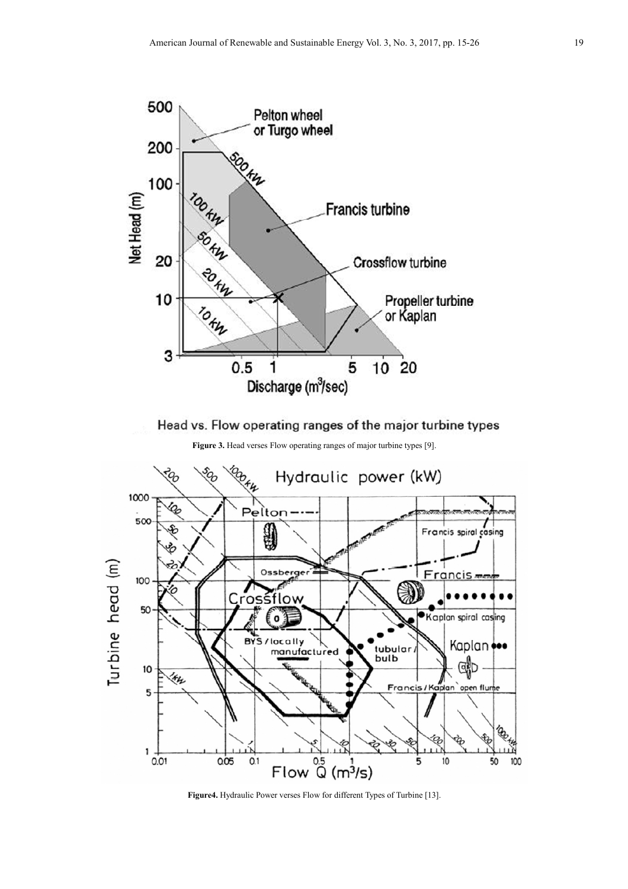**Figure 3.** Head verses Flow operating ranges of major turbine types [9].

**Figure4.** Hydraulic Power verses Flow for different Types of Turbine [13].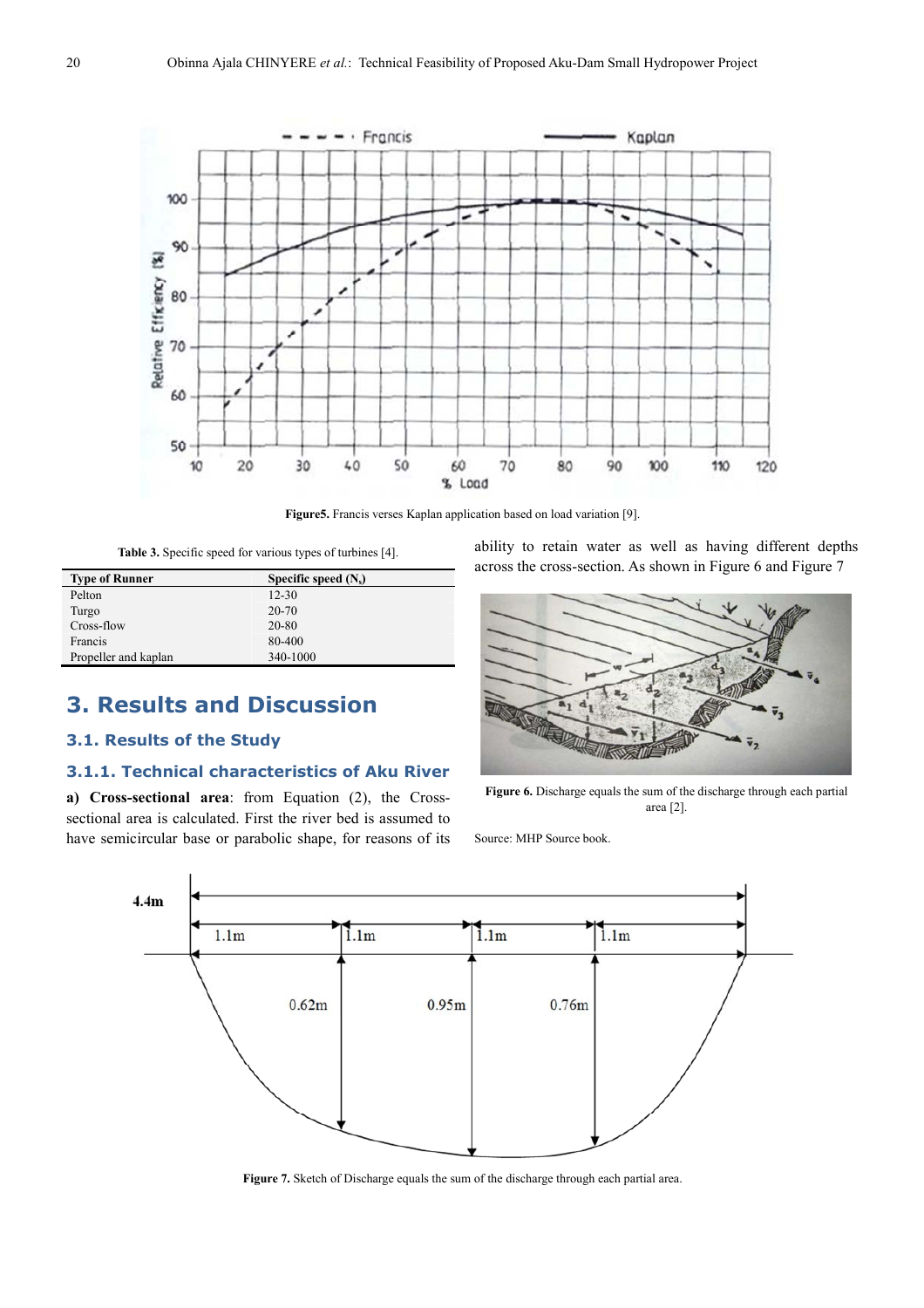Figure5. Francis verses Kaplan application based on load variation [9].

Table 3. Specific speed for various types of turbines [4].

| Type of Runner | Specific speed ($N_s$) |
|---|---|
| Pelton | 12-30 |
| Turgo | 20-70 |
| Cross-flow | 20-80 |
| Francis | 80-400 |
| Propeller and kaplan | 340-1000 |

## 3. Results and Discussion

### 3.1. Results of the Study

#### 3.1.1. Technical characteristics of Aku River

**a) Cross-sectional area**: from Equation (2), the Cross-sectional area is calculated. First the river bed is assumed to have semicircular base or parabolic shape, for reasons of its ability to retain water as well as having different depths across the cross-section. As shown in Figure 6 and Figure 7

**Figure 6.** Discharge equals the sum of the discharge through each partial area [2].

Source: MHP Source book.

**Figure 7.** Sketch of Discharge equals the sum of the discharge through each partial area.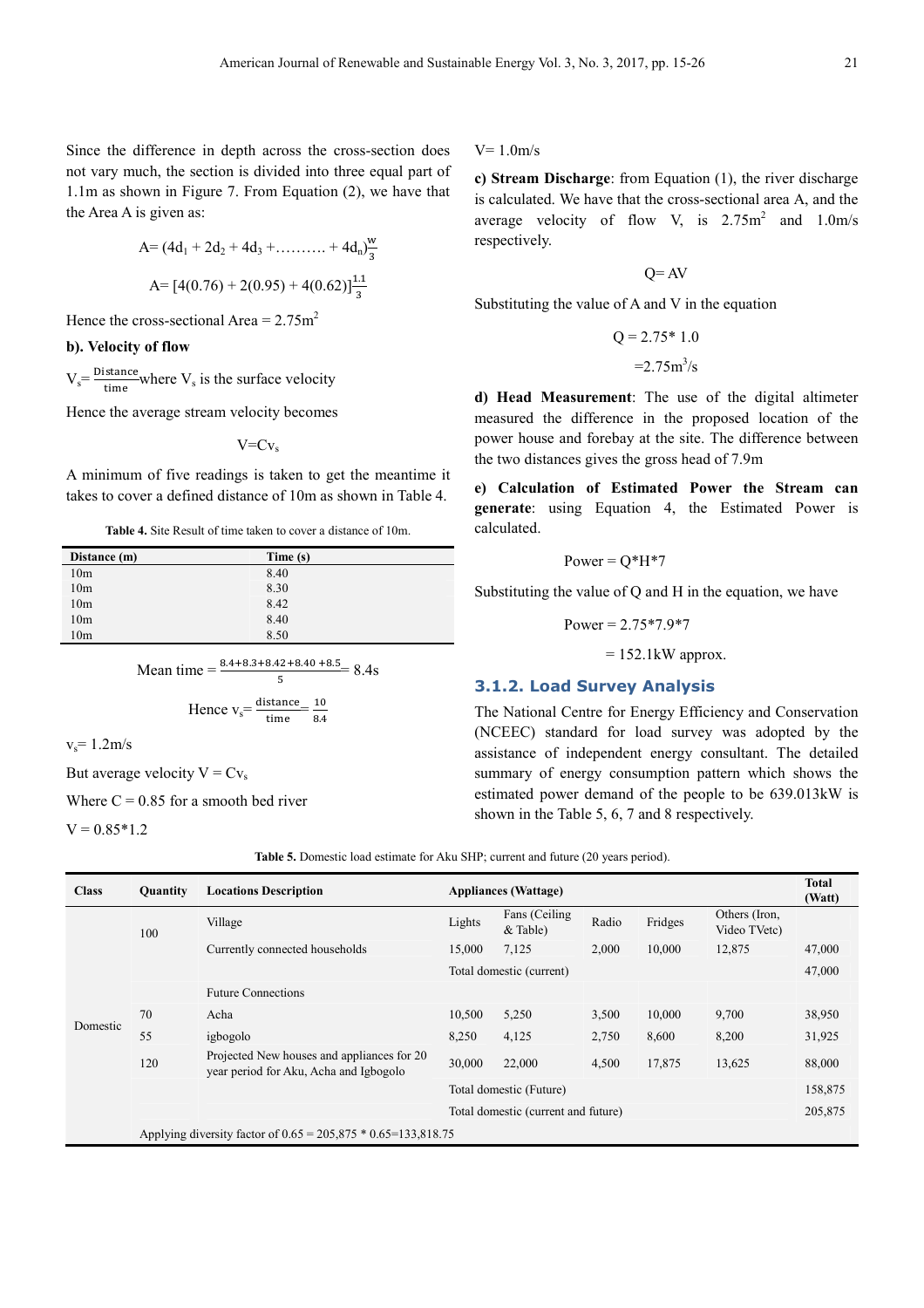Since the difference in depth across the cross-section does not vary much, the section is divided into three equal part of 1.1m as shown in Figure 7. From Equation (2), we have that the Area A is given as:

$$A = (4d_1 + 2d_2 + 4d_3 + \ldots\ldots\ldots + 4d_n)\frac{w}{3}$$

$$A = [4(0.76) + 2(0.95) + 4(0.62)]\frac{1.1}{3}$$

Hence the cross-sectional Area = 2.75m$^2$

**b). Velocity of flow**

$V_s = \frac{\text{Distance}}{\text{time}}$ where $V_s$ is the surface velocity

Hence the average stream velocity becomes

$$V = Cv_s$$

A minimum of five readings is taken to get the meantime it takes to cover a defined distance of 10m as shown in Table 4.

**Table 4.** Site Result of time taken to cover a distance of 10m.

| Distance (m) | Time (s) |
|---|---|
| 10m | 8.40 |
| 10m | 8.30 |
| 10m | 8.42 |
| 10m | 8.40 |
| 10m | 8.50 |

$$\text{Mean time} = \frac{8.4+8.3+8.42+8.40+8.5}{5} = 8.4s$$

$$\text{Hence } v_s = \frac{\text{distance}}{\text{time}} = \frac{10}{8.4}$$

$v_s$ = 1.2m/s

But average velocity $V = Cv_s$

Where C = 0.85 for a smooth bed river

V = 0.85*1.2

V= 1.0m/s

**c) Stream Discharge**: from Equation (1), the river discharge is calculated. We have that the cross-sectional area A, and the average velocity of flow V, is 2.75m$^2$ and 1.0m/s respectively.

$$Q = AV$$

Substituting the value of A and V in the equation

$$Q = 2.75 * 1.0$$

$$= 2.75m^3/s$$

**d) Head Measurement**: The use of the digital altimeter measured the difference in the proposed location of the power house and forebay at the site. The difference between the two distances gives the gross head of 7.9m

**e) Calculation of Estimated Power the Stream can generate**: using Equation 4, the Estimated Power is calculated.

$$\text{Power} = Q*H*7$$

Substituting the value of Q and H in the equation, we have

$$\text{Power} = 2.75*7.9*7$$

$$= 152.1\text{kW approx.}$$

### 3.1.2. Load Survey Analysis

The National Centre for Energy Efficiency and Conservation (NCEEC) standard for load survey was adopted by the assistance of independent energy consultant. The detailed summary of energy consumption pattern which shows the estimated power demand of the people to be 639.013kW is shown in the Table 5, 6, 7 and 8 respectively.

**Table 5.** Domestic load estimate for Aku SHP; current and future (20 years period).

| Class | Quantity | Locations Description | Appliances (Wattage) | | | | | Total (Watt) |
|---|---|---|---|---|---|---|---|---|
| | | | Lights | Fans (Ceiling & Table) | Radio | Fridges | Others (Iron, Video TVetc) | |
| Domestic | 100 | Village | | | | | | |
| | | Currently connected households | 15,000 | 7,125 | 2,000 | 10,000 | 12,875 | 47,000 |
| | | | Total domestic (current) | | | | | 47,000 |
| | | Future Connections | | | | | | |
| | 70 | Acha | 10,500 | 5,250 | 3,500 | 10,000 | 9,700 | 38,950 |
| | 55 | igbogolo | 8,250 | 4,125 | 2,750 | 8,600 | 8,200 | 31,925 |
| | 120 | Projected New houses and appliances for 20 year period for Aku, Acha and Igbogolo | 30,000 | 22,000 | 4,500 | 17,875 | 13,625 | 88,000 |
| | | | Total domestic (Future) | | | | | 158,875 |
| | | | Total domestic (current and future) | | | | | 205,875 |
| | Applying diversity factor of 0.65 = 205,875 * 0.65=133,818.75 | | | | | | | |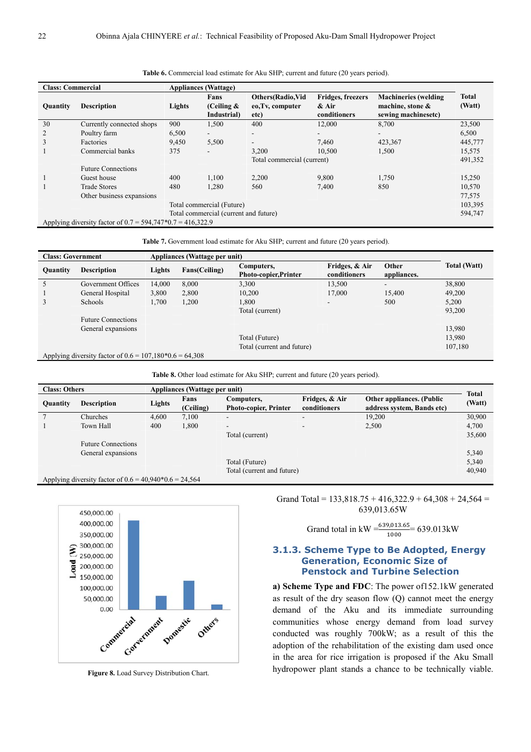**Table 6.** Commercial load estimate for Aku SHP; current and future (20 years period).

| Class: Commercial | | Appliances (Wattage) | | | | | |
|---|---|---|---|---|---|---|---|
| Quantity | Description | Lights | Fans (Ceiling & Industrial) | Others(Radio,Video,Tv, computer etc) | Fridges, freezers & Air conditioners | Machineries (welding machine, stone & sewing machinesetc) | Total (Watt) |
| 30 | Currently connected shops | 900 | 1,500 | 400 | 12,000 | 8,700 | 23,500 |
| 2 | Poultry farm | 6,500 | - | - | - | - | 6,500 |
| 3 | Factories | 9,450 | 5,500 | - | 7,460 | 423,367 | 445,777 |
| 1 | Commercial banks | 375 | - | 3,200 | 10,500 | 1,500 | 15,575 |
| | | | | Total commercial (current) | | | 491,352 |
| | Future Connections | | | | | | |
| 1 | Guest house | 400 | 1,100 | 2,200 | 9,800 | 1,750 | 15,250 |
| 1 | Trade Stores | 480 | 1,280 | 560 | 7,400 | 850 | 10,570 |
| | Other business expansions | | | | | | 77,575 |
| | | Total commercial (Future) | | | | | 103,395 |
| | | Total commercial (current and future) | | | | | 594,747 |
| Applying diversity factor of 0.7 = 594,747*0.7 = 416,322.9 | | | | | | | |

**Table 7.** Government load estimate for Aku SHP; current and future (20 years period).

| Class: Government | | Appliances (Wattage per unit) | | | | | |
|---|---|---|---|---|---|---|---|
| Quantity | Description | Lights | Fans(Ceiling) | Computers, Photo-copier,Printer | Fridges, & Air conditioners | Other appliances. | Total (Watt) |
| 5 | Government Offices | 14,000 | 8,000 | 3,300 | 13,500 | - | 38,800 |
| 1 | General Hospital | 3,800 | 2,800 | 10,200 | 17,000 | 15,400 | 49,200 |
| 3 | Schools | 1,700 | 1,200 | 1,800 | - | 500 | 5,200 |
| | | | | Total (current) | | | 93,200 |
| | Future Connections | | | | | | |
| | General expansions | | | | | | 13,980 |
| | | | | Total (Future) | | | 13,980 |
| | | | | Total (current and future) | | | 107,180 |
| Applying diversity factor of 0.6 = 107,180*0.6 = 64,308 | | | | | | | |

**Table 8.** Other load estimate for Aku SHP; current and future (20 years period).

| Class: Others | | Appliances (Wattage per unit) | | | | | |
|---|---|---|---|---|---|---|---|
| Quantity | Description | Lights | Fans (Ceiling) | Computers, Photo-copier, Printer | Fridges, & Air conditioners | Other appliances. (Public address system, Bands etc) | Total (Watt) |
| 7 | Churches | 4,600 | 7,100 | - | - | 19,200 | 30,900 |
| 1 | Town Hall | 400 | 1,800 | - | - | 2,500 | 4,700 |
| | | | | Total (current) | | | 35,600 |
| | Future Connections | | | | | | |
| | General expansions | | | | | | 5,340 |
| | | | | Total (Future) | | | 5,340 |
| | | | | Total (current and future) | | | 40,940 |
| Applying diversity factor of 0.6 = 40,940*0.6 = 24,564 | | | | | | | |

**Figure 8.** Load Survey Distribution Chart.

Grand Total = 133,818.75 + 416,322.9 + 64,308 + 24,564 = 639,013.65W

$$\text{Grand total in kW} = \frac{639{,}013.65}{1000} = 639.013\text{kW}$$

### 3.1.3. Scheme Type to Be Adopted, Energy Generation, Economic Size of Penstock and Turbine Selection

**a) Scheme Type and FDC**: The power of152.1kW generated as result of the dry season flow (Q) cannot meet the energy demand of the Aku and its immediate surrounding communities whose energy demand from load survey conducted was roughly 700kW; as a result of this the adoption of the rehabilitation of the existing dam used once in the area for rice irrigation is proposed if the Aku Small hydropower plant stands a chance to be technically viable.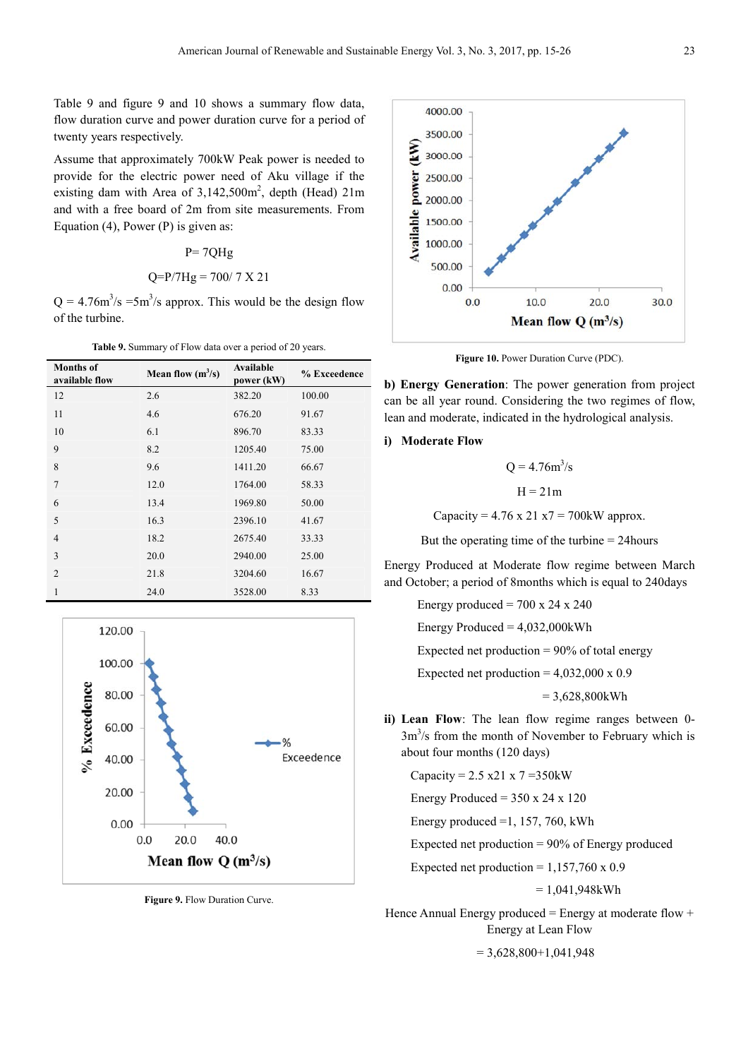Table 9 and figure 9 and 10 shows a summary flow data, flow duration curve and power duration curve for a period of twenty years respectively.

Assume that approximately 700kW Peak power is needed to provide for the electric power need of Aku village if the existing dam with Area of 3,142,500m$^2$, depth (Head) 21m and with a free board of 2m from site measurements. From Equation (4), Power (P) is given as:

$$P = 7QHg$$

$$Q = P/7Hg = 700/\ 7 \times 21$$

Q = 4.76m$^3$/s =5m$^3$/s approx. This would be the design flow of the turbine.

**Table 9.** Summary of Flow data over a period of 20 years.

| Months of available flow | Mean flow (m$^3$/s) | Available power (kW) | % Exceedence |
|---|---|---|---|
| 12 | 2.6 | 382.20 | 100.00 |
| 11 | 4.6 | 676.20 | 91.67 |
| 10 | 6.1 | 896.70 | 83.33 |
| 9 | 8.2 | 1205.40 | 75.00 |
| 8 | 9.6 | 1411.20 | 66.67 |
| 7 | 12.0 | 1764.00 | 58.33 |
| 6 | 13.4 | 1969.80 | 50.00 |
| 5 | 16.3 | 2396.10 | 41.67 |
| 4 | 18.2 | 2675.40 | 33.33 |
| 3 | 20.0 | 2940.00 | 25.00 |
| 2 | 21.8 | 3204.60 | 16.67 |
| 1 | 24.0 | 3528.00 | 8.33 |

**Figure 9.** Flow Duration Curve.

**Figure 10.** Power Duration Curve (PDC).

**b) Energy Generation**: The power generation from project can be all year round. Considering the two regimes of flow, lean and moderate, indicated in the hydrological analysis.

**i) Moderate Flow**

$$Q = 4.76m^3/s$$

$$H = 21m$$

$$\text{Capacity} = 4.76 \times 21 \times 7 = 700kW \text{ approx.}$$

But the operating time of the turbine = 24hours

Energy Produced at Moderate flow regime between March and October; a period of 8months which is equal to 240days

Energy produced = 700 x 24 x 240

Energy Produced = 4,032,000kWh

Expected net production = 90% of total energy

Expected net production = 4,032,000 x 0.9

= 3,628,800kWh

**ii) Lean Flow**: The lean flow regime ranges between 0-3m$^3$/s from the month of November to February which is about four months (120 days)

Capacity = 2.5 x21 x 7 =350kW

Energy Produced = 350 x 24 x 120

Energy produced =1, 157, 760, kWh

Expected net production = 90% of Energy produced

Expected net production = 1,157,760 x 0.9

= 1,041,948kWh

Hence Annual Energy produced = Energy at moderate flow + Energy at Lean Flow

= 3,628,800+1,041,948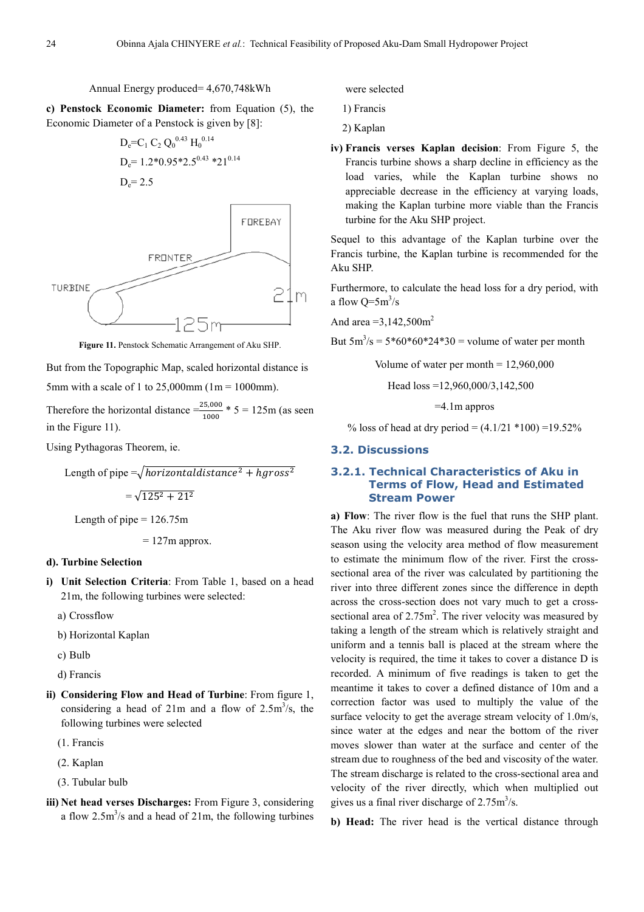Annual Energy produced= 4,670,748kWh

**c) Penstock Economic Diameter:** from Equation (5), the Economic Diameter of a Penstock is given by [8]:

$$D_e = C_1\, C_2\, Q_0^{0.43}\, H_0^{0.14}$$

$$D_e = 1.2*0.95*2.5^{0.43}*21^{0.14}$$

$$D_e = 2.5$$

**Figure 11.** Penstock Schematic Arrangement of Aku SHP.

But from the Topographic Map, scaled horizontal distance is 5mm with a scale of 1 to 25,000mm (1m = 1000mm).

Therefore the horizontal distance $=\frac{25,000}{1000} * 5 = 125$m (as seen in the Figure 11).

Using Pythagoras Theorem, ie.

$$\text{Length of pipe} = \sqrt{horizontaldistance^2 + hgross^2}$$

$$= \sqrt{125^2 + 21^2}$$

Length of pipe = 126.75m

= 127m approx.

**d). Turbine Selection**

**i) Unit Selection Criteria**: From Table 1, based on a head 21m, the following turbines were selected:

a) Crossflow

b) Horizontal Kaplan

c) Bulb

d) Francis

**ii) Considering Flow and Head of Turbine**: From figure 1, considering a head of 21m and a flow of 2.5m$^3$/s, the following turbines were selected

(1. Francis

(2. Kaplan

(3. Tubular bulb

**iii) Net head verses Discharges:** From Figure 3, considering a flow 2.5m$^3$/s and a head of 21m, the following turbines were selected

1) Francis

2) Kaplan

**iv) Francis verses Kaplan decision**: From Figure 5, the Francis turbine shows a sharp decline in efficiency as the load varies, while the Kaplan turbine shows no appreciable decrease in the efficiency at varying loads, making the Kaplan turbine more viable than the Francis turbine for the Aku SHP project.

Sequel to this advantage of the Kaplan turbine over the Francis turbine, the Kaplan turbine is recommended for the Aku SHP.

Furthermore, to calculate the head loss for a dry period, with a flow Q=5m$^3$/s

And area =3,142,500m$^2$

But 5m$^3$/s = 5*60*60*24*30 = volume of water per month

Volume of water per month = 12,960,000

Head loss =12,960,000/3,142,500

=4.1m appros

% loss of head at dry period = (4.1/21 *100) =19.52%

## 3.2. Discussions

### 3.2.1. Technical Characteristics of Aku in Terms of Flow, Head and Estimated Stream Power

**a) Flow**: The river flow is the fuel that runs the SHP plant. The Aku river flow was measured during the Peak of dry season using the velocity area method of flow measurement to estimate the minimum flow of the river. First the cross-sectional area of the river was calculated by partitioning the river into three different zones since the difference in depth across the cross-section does not vary much to get a cross-sectional area of 2.75m$^2$. The river velocity was measured by taking a length of the stream which is relatively straight and uniform and a tennis ball is placed at the stream where the velocity is required, the time it takes to cover a distance D is recorded. A minimum of five readings is taken to get the meantime it takes to cover a defined distance of 10m and a correction factor was used to multiply the value of the surface velocity to get the average stream velocity of 1.0m/s, since water at the edges and near the bottom of the river moves slower than water at the surface and center of the stream due to roughness of the bed and viscosity of the water. The stream discharge is related to the cross-sectional area and velocity of the river directly, which when multiplied out gives us a final river discharge of 2.75m$^3$/s.

**b) Head:** The river head is the vertical distance through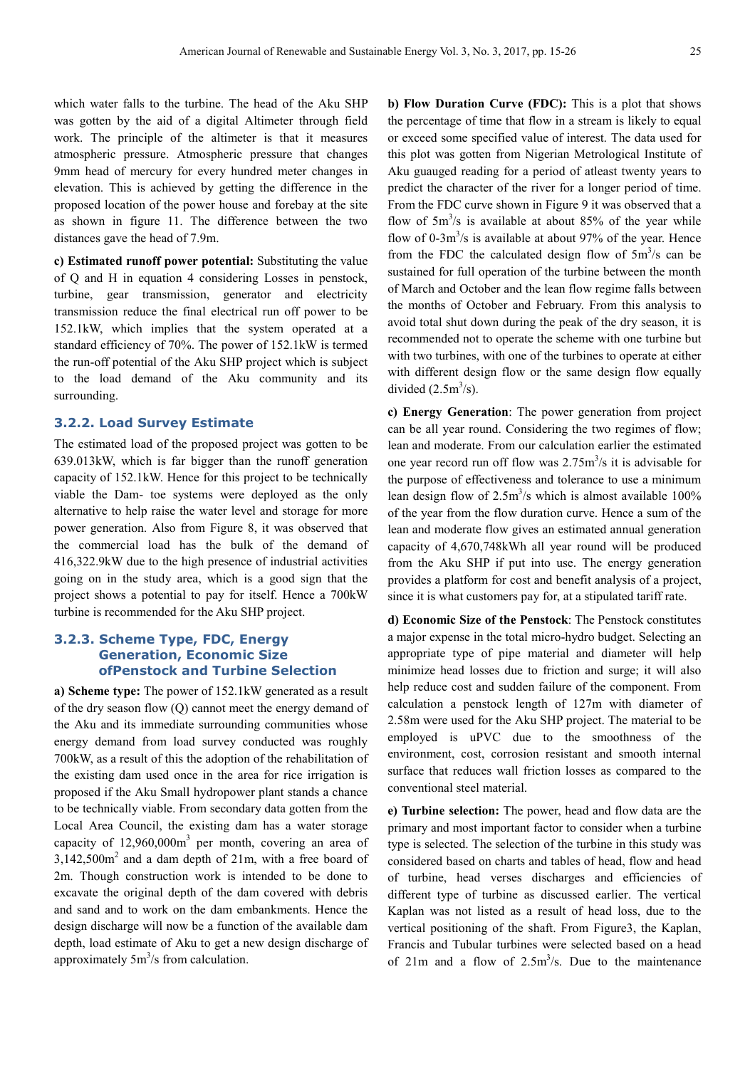which water falls to the turbine. The head of the Aku SHP was gotten by the aid of a digital Altimeter through field work. The principle of the altimeter is that it measures atmospheric pressure. Atmospheric pressure that changes 9mm head of mercury for every hundred meter changes in elevation. This is achieved by getting the difference in the proposed location of the power house and forebay at the site as shown in figure 11. The difference between the two distances gave the head of 7.9m.

**c) Estimated runoff power potential:** Substituting the value of Q and H in equation 4 considering Losses in penstock, turbine, gear transmission, generator and electricity transmission reduce the final electrical run off power to be 152.1kW, which implies that the system operated at a standard efficiency of 70%. The power of 152.1kW is termed the run-off potential of the Aku SHP project which is subject to the load demand of the Aku community and its surrounding.

### 3.2.2. Load Survey Estimate

The estimated load of the proposed project was gotten to be 639.013kW, which is far bigger than the runoff generation capacity of 152.1kW. Hence for this project to be technically viable the Dam- toe systems were deployed as the only alternative to help raise the water level and storage for more power generation. Also from Figure 8, it was observed that the commercial load has the bulk of the demand of 416,322.9kW due to the high presence of industrial activities going on in the study area, which is a good sign that the project shows a potential to pay for itself. Hence a 700kW turbine is recommended for the Aku SHP project.

### 3.2.3. Scheme Type, FDC, Energy Generation, Economic Size ofPenstock and Turbine Selection

**a) Scheme type:** The power of 152.1kW generated as a result of the dry season flow (Q) cannot meet the energy demand of the Aku and its immediate surrounding communities whose energy demand from load survey conducted was roughly 700kW, as a result of this the adoption of the rehabilitation of the existing dam used once in the area for rice irrigation is proposed if the Aku Small hydropower plant stands a chance to be technically viable. From secondary data gotten from the Local Area Council, the existing dam has a water storage capacity of 12,960,000m$^3$ per month, covering an area of 3,142,500m$^2$ and a dam depth of 21m, with a free board of 2m. Though construction work is intended to be done to excavate the original depth of the dam covered with debris and sand and to work on the dam embankments. Hence the design discharge will now be a function of the available dam depth, load estimate of Aku to get a new design discharge of approximately 5m$^3$/s from calculation.

**b) Flow Duration Curve (FDC):** This is a plot that shows the percentage of time that flow in a stream is likely to equal or exceed some specified value of interest. The data used for this plot was gotten from Nigerian Metrological Institute of Aku guauged reading for a period of atleast twenty years to predict the character of the river for a longer period of time. From the FDC curve shown in Figure 9 it was observed that a flow of 5m$^3$/s is available at about 85% of the year while flow of 0-3m$^3$/s is available at about 97% of the year. Hence from the FDC the calculated design flow of 5m$^3$/s can be sustained for full operation of the turbine between the month of March and October and the lean flow regime falls between the months of October and February. From this analysis to avoid total shut down during the peak of the dry season, it is recommended not to operate the scheme with one turbine but with two turbines, with one of the turbines to operate at either with different design flow or the same design flow equally divided (2.5m$^3$/s).

**c) Energy Generation**: The power generation from project can be all year round. Considering the two regimes of flow; lean and moderate. From our calculation earlier the estimated one year record run off flow was 2.75m$^3$/s it is advisable for the purpose of effectiveness and tolerance to use a minimum lean design flow of 2.5m$^3$/s which is almost available 100% of the year from the flow duration curve. Hence a sum of the lean and moderate flow gives an estimated annual generation capacity of 4,670,748kWh all year round will be produced from the Aku SHP if put into use. The energy generation provides a platform for cost and benefit analysis of a project, since it is what customers pay for, at a stipulated tariff rate.

**d) Economic Size of the Penstock**: The Penstock constitutes a major expense in the total micro-hydro budget. Selecting an appropriate type of pipe material and diameter will help minimize head losses due to friction and surge; it will also help reduce cost and sudden failure of the component. From calculation a penstock length of 127m with diameter of 2.58m were used for the Aku SHP project. The material to be employed is uPVC due to the smoothness of the environment, cost, corrosion resistant and smooth internal surface that reduces wall friction losses as compared to the conventional steel material.

**e) Turbine selection:** The power, head and flow data are the primary and most important factor to consider when a turbine type is selected. The selection of the turbine in this study was considered based on charts and tables of head, flow and head of turbine, head verses discharges and efficiencies of different type of turbine as discussed earlier. The vertical Kaplan was not listed as a result of head loss, due to the vertical positioning of the shaft. From Figure3, the Kaplan, Francis and Tubular turbines were selected based on a head of 21m and a flow of 2.5m$^3$/s. Due to the maintenance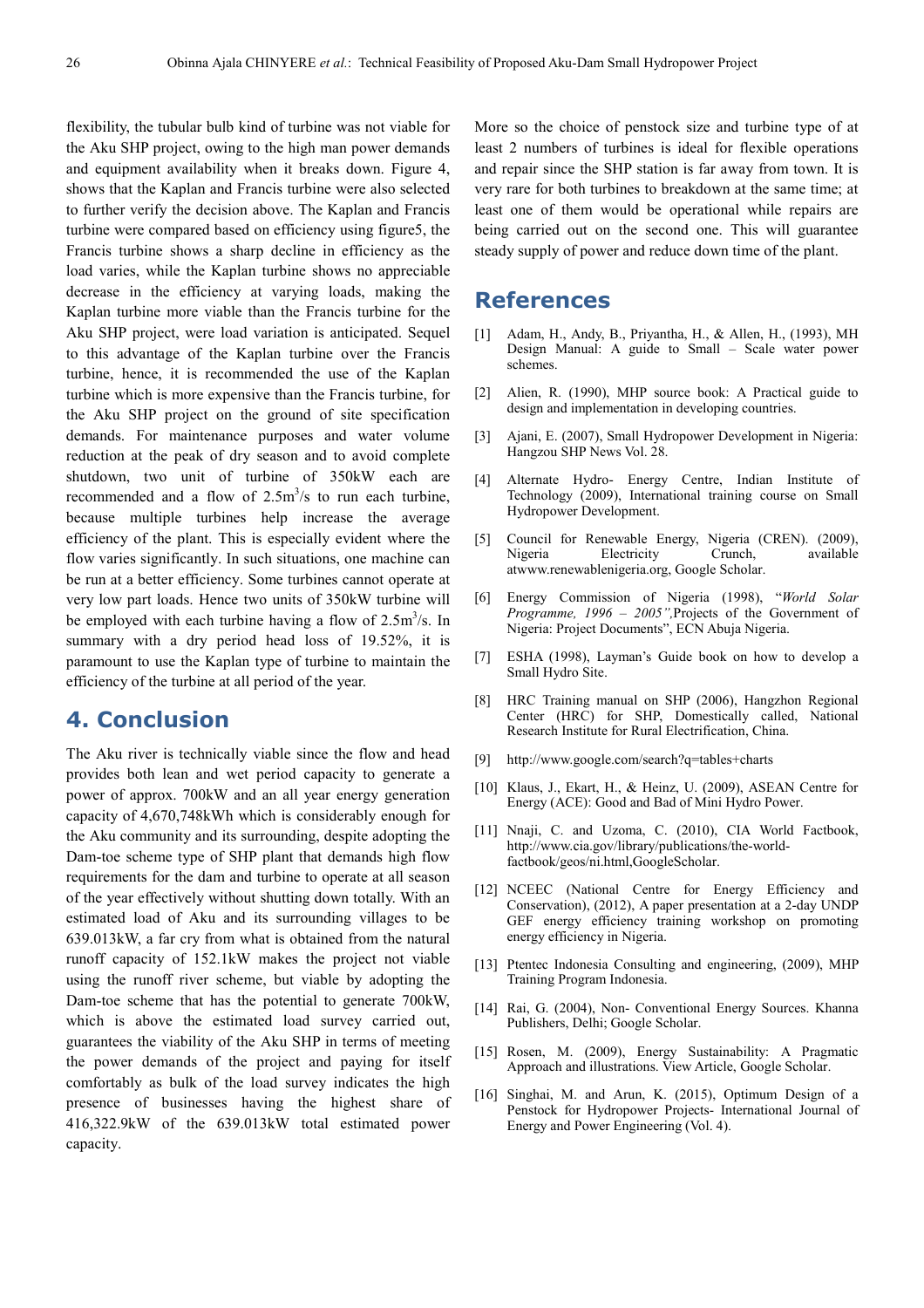flexibility, the tubular bulb kind of turbine was not viable for the Aku SHP project, owing to the high man power demands and equipment availability when it breaks down. Figure 4, shows that the Kaplan and Francis turbine were also selected to further verify the decision above. The Kaplan and Francis turbine were compared based on efficiency using figure5, the Francis turbine shows a sharp decline in efficiency as the load varies, while the Kaplan turbine shows no appreciable decrease in the efficiency at varying loads, making the Kaplan turbine more viable than the Francis turbine for the Aku SHP project, were load variation is anticipated. Sequel to this advantage of the Kaplan turbine over the Francis turbine, hence, it is recommended the use of the Kaplan turbine which is more expensive than the Francis turbine, for the Aku SHP project on the ground of site specification demands. For maintenance purposes and water volume reduction at the peak of dry season and to avoid complete shutdown, two unit of turbine of 350kW each are recommended and a flow of $2.5m^3/s$ to run each turbine, because multiple turbines help increase the average efficiency of the plant. This is especially evident where the flow varies significantly. In such situations, one machine can be run at a better efficiency. Some turbines cannot operate at very low part loads. Hence two units of 350kW turbine will be employed with each turbine having a flow of $2.5m^3/s$. In summary with a dry period head loss of 19.52%, it is paramount to use the Kaplan type of turbine to maintain the efficiency of the turbine at all period of the year.

## 4. Conclusion

The Aku river is technically viable since the flow and head provides both lean and wet period capacity to generate a power of approx. 700kW and an all year energy generation capacity of 4,670,748kWh which is considerably enough for the Aku community and its surrounding, despite adopting the Dam-toe scheme type of SHP plant that demands high flow requirements for the dam and turbine to operate at all season of the year effectively without shutting down totally. With an estimated load of Aku and its surrounding villages to be 639.013kW, a far cry from what is obtained from the natural runoff capacity of 152.1kW makes the project not viable using the runoff river scheme, but viable by adopting the Dam-toe scheme that has the potential to generate 700kW, which is above the estimated load survey carried out, guarantees the viability of the Aku SHP in terms of meeting the power demands of the project and paying for itself comfortably as bulk of the load survey indicates the high presence of businesses having the highest share of 416,322.9kW of the 639.013kW total estimated power capacity.

More so the choice of penstock size and turbine type of at least 2 numbers of turbines is ideal for flexible operations and repair since the SHP station is far away from town. It is very rare for both turbines to breakdown at the same time; at least one of them would be operational while repairs are being carried out on the second one. This will guarantee steady supply of power and reduce down time of the plant.

## References

[1] Adam, H., Andy, B., Priyantha, H., & Allen, H., (1993), MH Design Manual: A guide to Small – Scale water power schemes.

[2] Alien, R. (1990), MHP source book: A Practical guide to design and implementation in developing countries.

[3] Ajani, E. (2007), Small Hydropower Development in Nigeria: Hangzou SHP News Vol. 28.

[4] Alternate Hydro- Energy Centre, Indian Institute of Technology (2009), International training course on Small Hydropower Development.

[5] Council for Renewable Energy, Nigeria (CREN). (2009), Nigeria Electricity Crunch, available atwww.renewablenigeria.org, Google Scholar.

[6] Energy Commission of Nigeria (1998), "*World Solar Programme, 1996 – 2005",*Projects of the Government of Nigeria: Project Documents", ECN Abuja Nigeria.

[7] ESHA (1998), Layman's Guide book on how to develop a Small Hydro Site.

[8] HRC Training manual on SHP (2006), Hangzhon Regional Center (HRC) for SHP, Domestically called, National Research Institute for Rural Electrification, China.

[9] http://www.google.com/search?q=tables+charts

[10] Klaus, J., Ekart, H., & Heinz, U. (2009), ASEAN Centre for Energy (ACE): Good and Bad of Mini Hydro Power.

[11] Nnaji, C. and Uzoma, C. (2010), CIA World Factbook, http://www.cia.gov/library/publications/the-world-factbook/geos/ni.html,GoogleScholar.

[12] NCEEC (National Centre for Energy Efficiency and Conservation), (2012), A paper presentation at a 2-day UNDP GEF energy efficiency training workshop on promoting energy efficiency in Nigeria.

[13] Ptentec Indonesia Consulting and engineering, (2009), MHP Training Program Indonesia.

[14] Rai, G. (2004), Non- Conventional Energy Sources. Khanna Publishers, Delhi; Google Scholar.

[15] Rosen, M. (2009), Energy Sustainability: A Pragmatic Approach and illustrations. View Article, Google Scholar.

[16] Singhai, M. and Arun, K. (2015), Optimum Design of a Penstock for Hydropower Projects- International Journal of Energy and Power Engineering (Vol. 4).